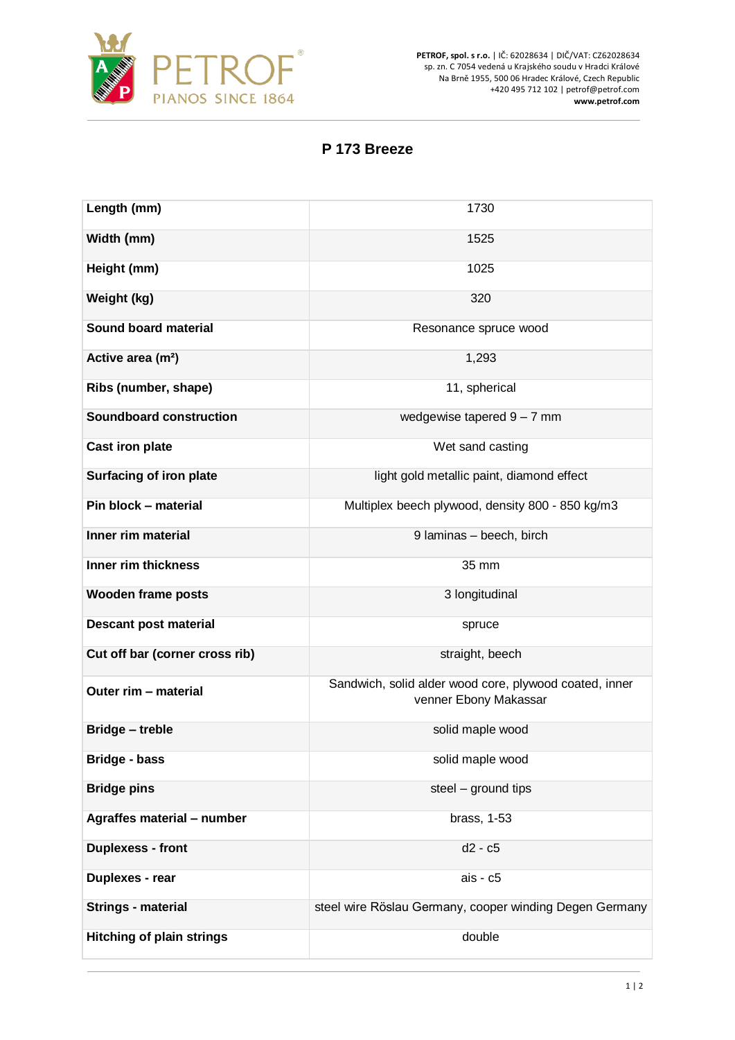PETROF

PIANOS SINCE 1864

**PETROF, spol. s r.o.** | IČ: 62028634 | DIČ/VAT: CZ62028634
sp. zn. C 7054 vedená u Krajského soudu v Hradci Králové
Na Brně 1955, 500 06 Hradec Králové, Czech Republic
+420 495 712 102 | petrof@petrof.com
**www.petrof.com**

# P 173 Breeze

| | |
|---|---|
| **Length (mm)** | 1730 |
| **Width (mm)** | 1525 |
| **Height (mm)** | 1025 |
| **Weight (kg)** | 320 |
| **Sound board material** | Resonance spruce wood |
| **Active area (m²)** | 1,293 |
| **Ribs (number, shape)** | 11, spherical |
| **Soundboard construction** | wedgewise tapered 9 – 7 mm |
| **Cast iron plate** | Wet sand casting |
| **Surfacing of iron plate** | light gold metallic paint, diamond effect |
| **Pin block – material** | Multiplex beech plywood, density 800 - 850 kg/m3 |
| **Inner rim material** | 9 laminas – beech, birch |
| **Inner rim thickness** | 35 mm |
| **Wooden frame posts** | 3 longitudinal |
| **Descant post material** | spruce |
| **Cut off bar (corner cross rib)** | straight, beech |
| **Outer rim – material** | Sandwich, solid alder wood core, plywood coated, inner venner Ebony Makassar |
| **Bridge – treble** | solid maple wood |
| **Bridge - bass** | solid maple wood |
| **Bridge pins** | steel – ground tips |
| **Agraffes material – number** | brass, 1-53 |
| **Duplexess - front** | d2 - c5 |
| **Duplexes - rear** | ais - c5 |
| **Strings - material** | steel wire Röslau Germany, cooper winding Degen Germany |
| **Hitching of plain strings** | double |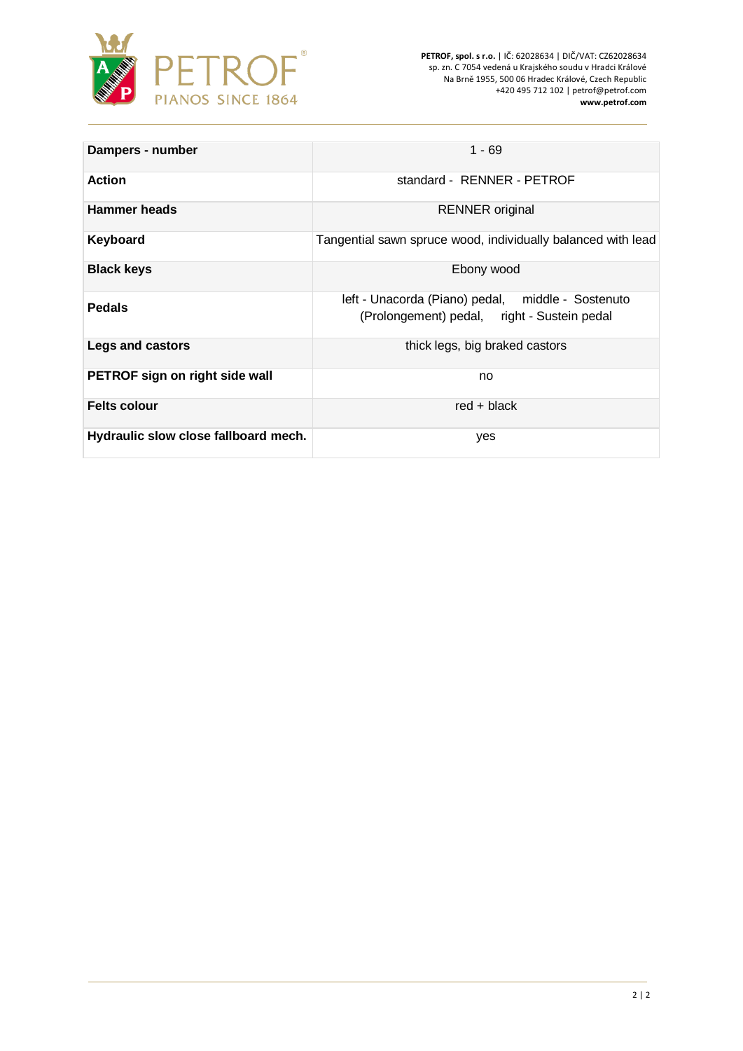| | |
|---|---|
| **Dampers - number** | 1 - 69 |
| **Action** | standard - RENNER - PETROF |
| **Hammer heads** | RENNER original |
| **Keyboard** | Tangential sawn spruce wood, individually balanced with lead |
| **Black keys** | Ebony wood |
| **Pedals** | left - Unacorda (Piano) pedal, middle - Sostenuto (Prolongement) pedal, right - Sustein pedal |
| **Legs and castors** | thick legs, big braked castors |
| **PETROF sign on right side wall** | no |
| **Felts colour** | red + black |
| **Hydraulic slow close fallboard mech.** | yes |